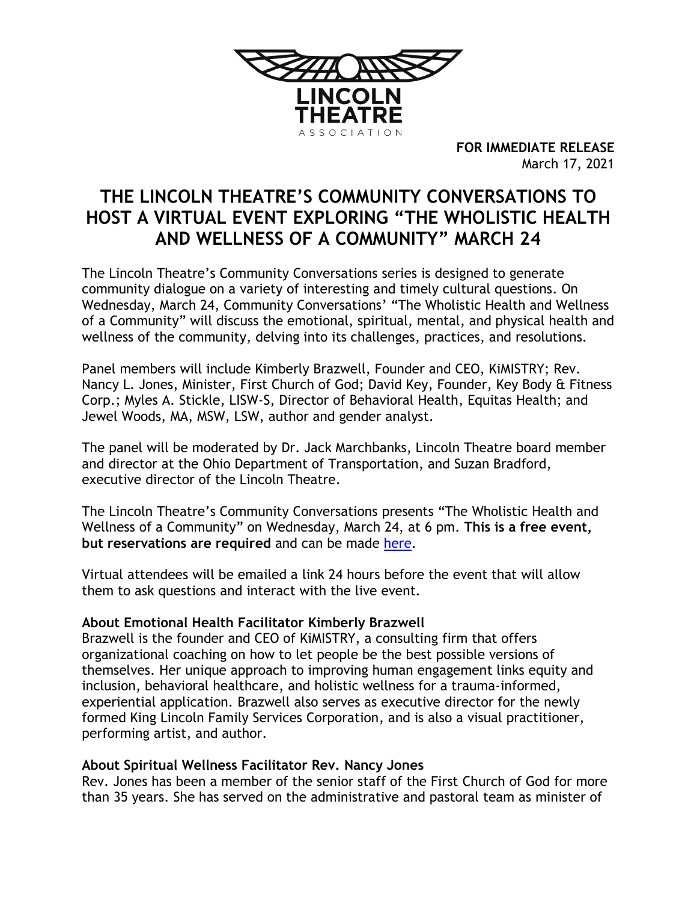LINCOLN THEATRE ASSOCIATION

**FOR IMMEDIATE RELEASE**
March 17, 2021

# THE LINCOLN THEATRE'S COMMUNITY CONVERSATIONS TO HOST A VIRTUAL EVENT EXPLORING "THE WHOLISTIC HEALTH AND WELLNESS OF A COMMUNITY" MARCH 24

The Lincoln Theatre's Community Conversations series is designed to generate community dialogue on a variety of interesting and timely cultural questions. On Wednesday, March 24, Community Conversations' "The Wholistic Health and Wellness of a Community" will discuss the emotional, spiritual, mental, and physical health and wellness of the community, delving into its challenges, practices, and resolutions.

Panel members will include Kimberly Brazwell, Founder and CEO, KiMISTRY; Rev. Nancy L. Jones, Minister, First Church of God; David Key, Founder, Key Body & Fitness Corp.; Myles A. Stickle, LISW-S, Director of Behavioral Health, Equitas Health; and Jewel Woods, MA, MSW, LSW, author and gender analyst.

The panel will be moderated by Dr. Jack Marchbanks, Lincoln Theatre board member and director at the Ohio Department of Transportation, and Suzan Bradford, executive director of the Lincoln Theatre.

The Lincoln Theatre's Community Conversations presents "The Wholistic Health and Wellness of a Community" on Wednesday, March 24, at 6 pm. **This is a free event, but reservations are required** and can be made here.

Virtual attendees will be emailed a link 24 hours before the event that will allow them to ask questions and interact with the live event.

**About Emotional Health Facilitator Kimberly Brazwell**

Brazwell is the founder and CEO of KiMISTRY, a consulting firm that offers organizational coaching on how to let people be the best possible versions of themselves. Her unique approach to improving human engagement links equity and inclusion, behavioral healthcare, and holistic wellness for a trauma-informed, experiential application. Brazwell also serves as executive director for the newly formed King Lincoln Family Services Corporation, and is also a visual practitioner, performing artist, and author.

**About Spiritual Wellness Facilitator Rev. Nancy Jones**

Rev. Jones has been a member of the senior staff of the First Church of God for more than 35 years. She has served on the administrative and pastoral team as minister of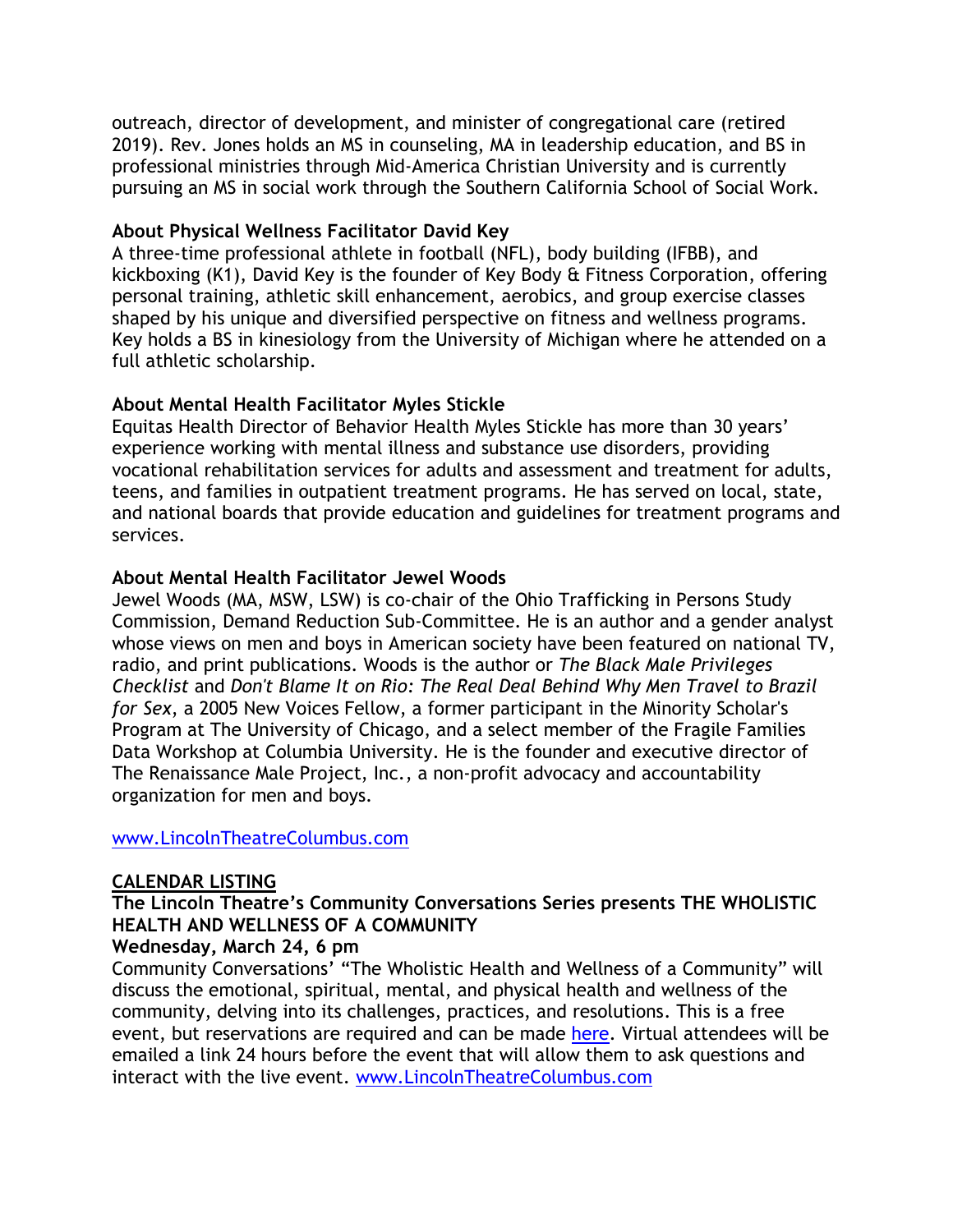outreach, director of development, and minister of congregational care (retired 2019). Rev. Jones holds an MS in counseling, MA in leadership education, and BS in professional ministries through Mid-America Christian University and is currently pursuing an MS in social work through the Southern California School of Social Work.

**About Physical Wellness Facilitator David Key**

A three-time professional athlete in football (NFL), body building (IFBB), and kickboxing (K1), David Key is the founder of Key Body & Fitness Corporation, offering personal training, athletic skill enhancement, aerobics, and group exercise classes shaped by his unique and diversified perspective on fitness and wellness programs. Key holds a BS in kinesiology from the University of Michigan where he attended on a full athletic scholarship.

**About Mental Health Facilitator Myles Stickle**

Equitas Health Director of Behavior Health Myles Stickle has more than 30 years' experience working with mental illness and substance use disorders, providing vocational rehabilitation services for adults and assessment and treatment for adults, teens, and families in outpatient treatment programs. He has served on local, state, and national boards that provide education and guidelines for treatment programs and services.

**About Mental Health Facilitator Jewel Woods**

Jewel Woods (MA, MSW, LSW) is co-chair of the Ohio Trafficking in Persons Study Commission, Demand Reduction Sub-Committee. He is an author and a gender analyst whose views on men and boys in American society have been featured on national TV, radio, and print publications. Woods is the author or *The Black Male Privileges Checklist* and *Don't Blame It on Rio: The Real Deal Behind Why Men Travel to Brazil for Sex*, a 2005 New Voices Fellow, a former participant in the Minority Scholar's Program at The University of Chicago, and a select member of the Fragile Families Data Workshop at Columbia University. He is the founder and executive director of The Renaissance Male Project, Inc., a non-profit advocacy and accountability organization for men and boys.

www.LincolnTheatreColumbus.com

**CALENDAR LISTING**

**The Lincoln Theatre's Community Conversations Series presents THE WHOLISTIC HEALTH AND WELLNESS OF A COMMUNITY**

**Wednesday, March 24, 6 pm**

Community Conversations' "The Wholistic Health and Wellness of a Community" will discuss the emotional, spiritual, mental, and physical health and wellness of the community, delving into its challenges, practices, and resolutions. This is a free event, but reservations are required and can be made here. Virtual attendees will be emailed a link 24 hours before the event that will allow them to ask questions and interact with the live event. www.LincolnTheatreColumbus.com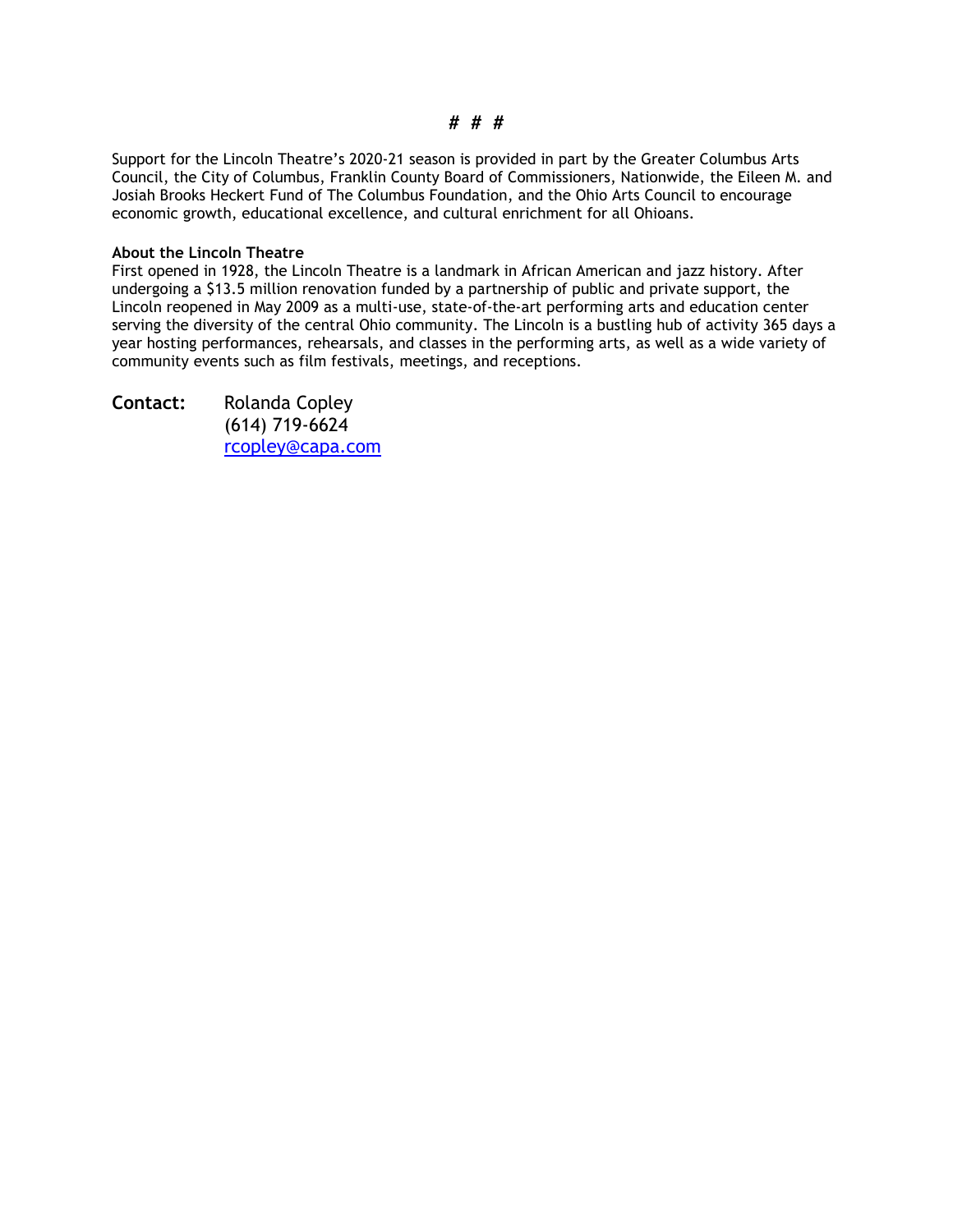# # #

Support for the Lincoln Theatre's 2020-21 season is provided in part by the Greater Columbus Arts Council, the City of Columbus, Franklin County Board of Commissioners, Nationwide, the Eileen M. and Josiah Brooks Heckert Fund of The Columbus Foundation, and the Ohio Arts Council to encourage economic growth, educational excellence, and cultural enrichment for all Ohioans.

**About the Lincoln Theatre**
First opened in 1928, the Lincoln Theatre is a landmark in African American and jazz history. After undergoing a $13.5 million renovation funded by a partnership of public and private support, the Lincoln reopened in May 2009 as a multi-use, state-of-the-art performing arts and education center serving the diversity of the central Ohio community. The Lincoln is a bustling hub of activity 365 days a year hosting performances, rehearsals, and classes in the performing arts, as well as a wide variety of community events such as film festivals, meetings, and receptions.

**Contact:** Rolanda Copley
(614) 719-6624
rcopley@capa.com